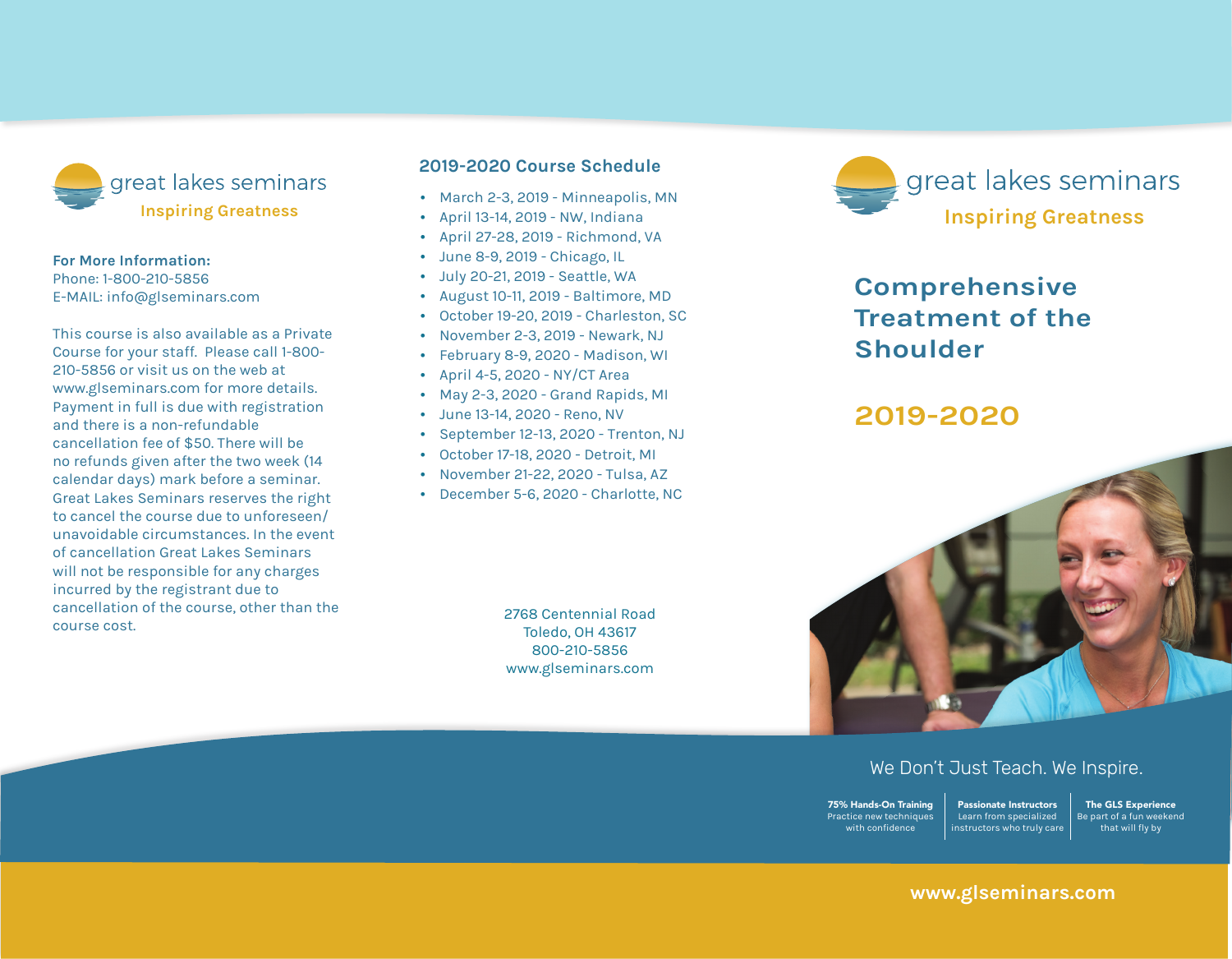great lakes seminars

Inspiring Greatness

**For More Information:**
Phone: 1-800-210-5856
E-MAIL: info@glseminars.com

This course is also available as a Private Course for your staff. Please call 1-800-210-5856 or visit us on the web at www.glseminars.com for more details. Payment in full is due with registration and there is a non-refundable cancellation fee of $50. There will be no refunds given after the two week (14 calendar days) mark before a seminar. Great Lakes Seminars reserves the right to cancel the course due to unforeseen/ unavoidable circumstances. In the event of cancellation Great Lakes Seminars will not be responsible for any charges incurred by the registrant due to cancellation of the course, other than the course cost.

## 2019-2020 Course Schedule

- March 2-3, 2019 - Minneapolis, MN
- April 13-14, 2019 - NW, Indiana
- April 27-28, 2019 - Richmond, VA
- June 8-9, 2019 - Chicago, IL
- July 20-21, 2019 - Seattle, WA
- August 10-11, 2019 - Baltimore, MD
- October 19-20, 2019 - Charleston, SC
- November 2-3, 2019 - Newark, NJ
- February 8-9, 2020 - Madison, WI
- April 4-5, 2020 - NY/CT Area
- May 2-3, 2020 - Grand Rapids, MI
- June 13-14, 2020 - Reno, NV
- September 12-13, 2020 - Trenton, NJ
- October 17-18, 2020 - Detroit, MI
- November 21-22, 2020 - Tulsa, AZ
- December 5-6, 2020 - Charlotte, NC

2768 Centennial Road
Toledo, OH 43617
800-210-5856
www.glseminars.com

great lakes seminars

Inspiring Greatness

# Comprehensive Treatment of the Shoulder

## 2019-2020

We Don't Just Teach. We Inspire.

**75% Hands-On Training**
Practice new techniques with confidence

**Passionate Instructors**
Learn from specialized instructors who truly care

**The GLS Experience**
Be part of a fun weekend that will fly by

www.glseminars.com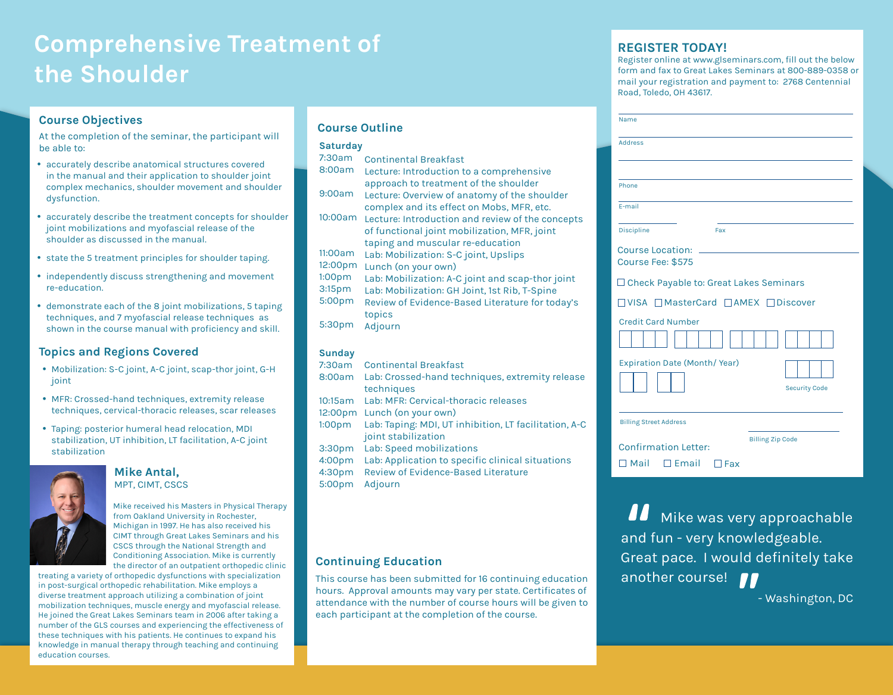# Comprehensive Treatment of the Shoulder

## Course Objectives

At the completion of the seminar, the participant will be able to:

- accurately describe anatomical structures covered in the manual and their application to shoulder joint complex mechanics, shoulder movement and shoulder dysfunction.
- accurately describe the treatment concepts for shoulder joint mobilizations and myofascial release of the shoulder as discussed in the manual.
- state the 5 treatment principles for shoulder taping.
- independently discuss strengthening and movement re-education.
- demonstrate each of the 8 joint mobilizations, 5 taping techniques, and 7 myofascial release techniques as shown in the course manual with proficiency and skill.

## Topics and Regions Covered

- Mobilization: S-C joint, A-C joint, scap-thor joint, G-H joint
- MFR: Crossed-hand techniques, extremity release techniques, cervical-thoracic releases, scar releases
- Taping: posterior humeral head relocation, MDI stabilization, UT inhibition, LT facilitation, A-C joint stabilization

### Mike Antal,
MPT, CIMT, CSCS

Mike received his Masters in Physical Therapy from Oakland University in Rochester, Michigan in 1997. He has also received his CIMT through Great Lakes Seminars and his CSCS through the National Strength and Conditioning Association. Mike is currently the director of an outpatient orthopedic clinic treating a variety of orthopedic dysfunctions with specialization in post-surgical orthopedic rehabilitation. Mike employs a diverse treatment approach utilizing a combination of joint mobilization techniques, muscle energy and myofascial release. He joined the Great Lakes Seminars team in 2006 after taking a number of the GLS courses and experiencing the effectiveness of these techniques with his patients. He continues to expand his knowledge in manual therapy through teaching and continuing education courses.

## Course Outline

**Saturday**

| | |
|---|---|
| 7:30am | Continental Breakfast |
| 8:00am | Lecture: Introduction to a comprehensive approach to treatment of the shoulder |
| 9:00am | Lecture: Overview of anatomy of the shoulder complex and its effect on Mobs, MFR, etc. |
| 10:00am | Lecture: Introduction and review of the concepts of functional joint mobilization, MFR, joint taping and muscular re-education |
| 11:00am | Lab: Mobilization: S-C joint, Upslips |
| 12:00pm | Lunch (on your own) |
| 1:00pm | Lab: Mobilization: A-C joint and scap-thor joint |
| 3:15pm | Lab: Mobilization: GH Joint, 1st Rib, T-Spine |
| 5:00pm | Review of Evidence-Based Literature for today's topics |
| 5:30pm | Adjourn |

**Sunday**

| | |
|---|---|
| 7:30am | Continental Breakfast |
| 8:00am | Lab: Crossed-hand techniques, extremity release techniques |
| 10:15am | Lab: MFR: Cervical-thoracic releases |
| 12:00pm | Lunch (on your own) |
| 1:00pm | Lab: Taping: MDI, UT inhibition, LT facilitation, A-C joint stabilization |
| 3:30pm | Lab: Speed mobilizations |
| 4:00pm | Lab: Application to specific clinical situations |
| 4:30pm | Review of Evidence-Based Literature |
| 5:00pm | Adjourn |

## Continuing Education

This course has been submitted for 16 continuing education hours. Approval amounts may vary per state. Certificates of attendance with the number of course hours will be given to each participant at the completion of the course.

## REGISTER TODAY!

Register online at www.glseminars.com, fill out the below form and fax to Great Lakes Seminars at 800-889-0358 or mail your registration and payment to: 2768 Centennial Road, Toledo, OH 43617.

Name

Address

Phone

E-mail

Discipline Fax

Course Location: ______

Course Fee: $575

☐ Check Payable to: Great Lakes Seminars

☐ VISA ☐ MasterCard ☐ AMEX ☐ Discover

Credit Card Number

Expiration Date (Month/ Year)

Security Code

Billing Street Address

Billing Zip Code

Confirmation Letter:

☐ Mail ☐ Email ☐ Fax

> "Mike was very approachable and fun - very knowledgeable. Great pace. I would definitely take another course!"
>
> \- Washington, DC